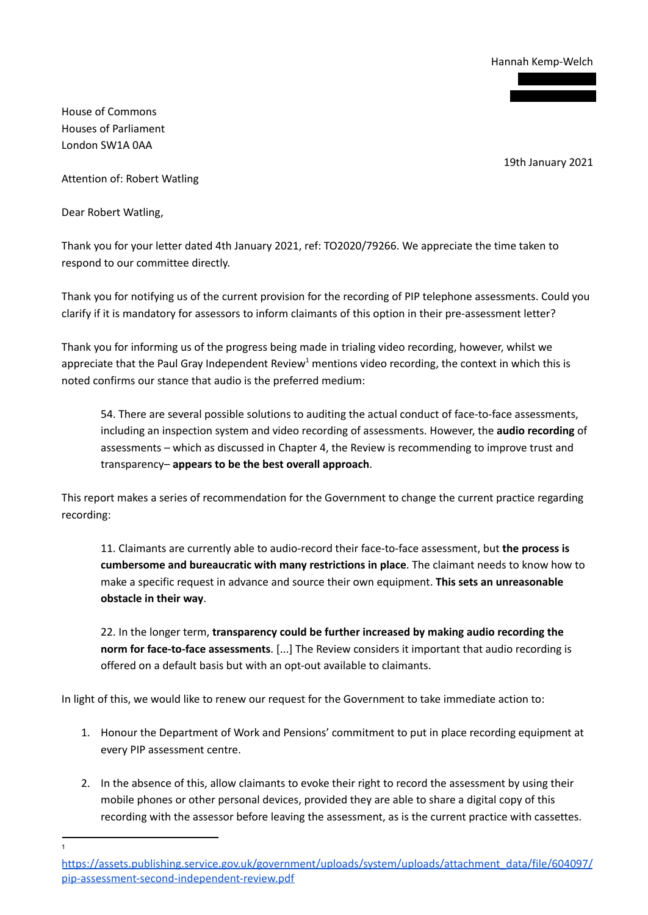Hannah Kemp-Welch

House of Commons
Houses of Parliament
London SW1A 0AA

19th January 2021

Attention of: Robert Watling

Dear Robert Watling,

Thank you for your letter dated 4th January 2021, ref: TO2020/79266. We appreciate the time taken to respond to our committee directly.

Thank you for notifying us of the current provision for the recording of PIP telephone assessments. Could you clarify if it is mandatory for assessors to inform claimants of this option in their pre-assessment letter?

Thank you for informing us of the progress being made in trialing video recording, however, whilst we appreciate that the Paul Gray Independent Review[1] mentions video recording, the context in which this is noted confirms our stance that audio is the preferred medium:

> 54. There are several possible solutions to auditing the actual conduct of face-to-face assessments, including an inspection system and video recording of assessments. However, the **audio recording** of assessments – which as discussed in Chapter 4, the Review is recommending to improve trust and transparency– **appears to be the best overall approach**.

This report makes a series of recommendation for the Government to change the current practice regarding recording:

> 11. Claimants are currently able to audio-record their face-to-face assessment, but **the process is cumbersome and bureaucratic with many restrictions in place**. The claimant needs to know how to make a specific request in advance and source their own equipment. **This sets an unreasonable obstacle in their way**.
>
> 22. In the longer term, **transparency could be further increased by making audio recording the norm for face-to-face assessments**. [...] The Review considers it important that audio recording is offered on a default basis but with an opt-out available to claimants.

In light of this, we would like to renew our request for the Government to take immediate action to:

1. Honour the Department of Work and Pensions' commitment to put in place recording equipment at every PIP assessment centre.
2. In the absence of this, allow claimants to evoke their right to record the assessment by using their mobile phones or other personal devices, provided they are able to share a digital copy of this recording with the assessor before leaving the assessment, as is the current practice with cassettes.

---

[1] https://assets.publishing.service.gov.uk/government/uploads/system/uploads/attachment_data/file/604097/pip-assessment-second-independent-review.pdf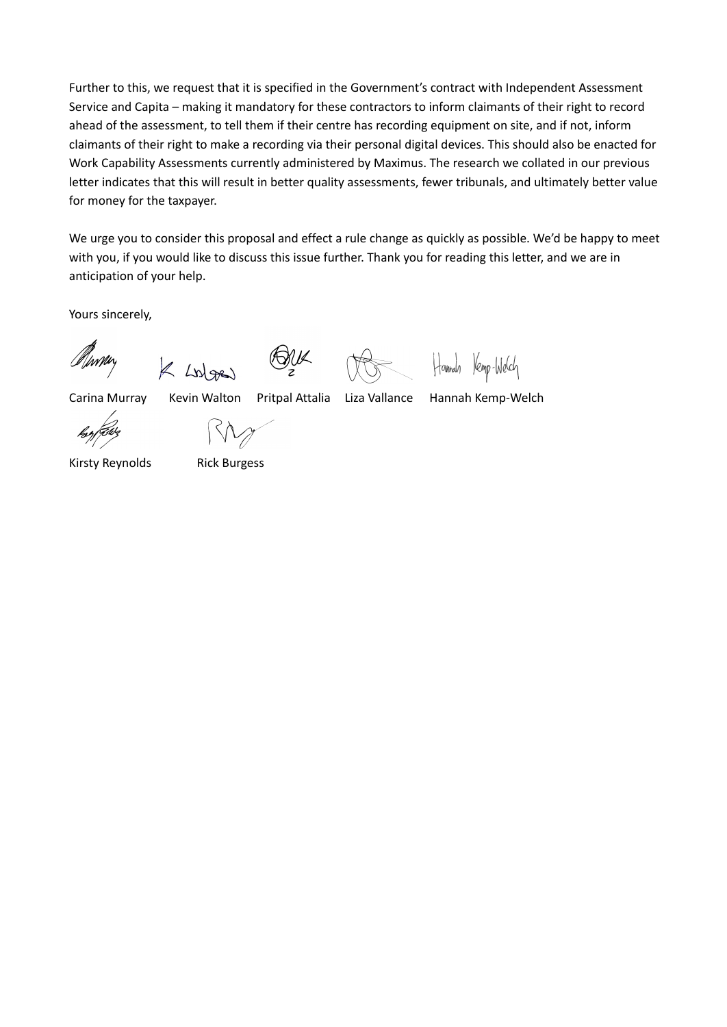Further to this, we request that it is specified in the Government's contract with Independent Assessment Service and Capita – making it mandatory for these contractors to inform claimants of their right to record ahead of the assessment, to tell them if their centre has recording equipment on site, and if not, inform claimants of their right to make a recording via their personal digital devices. This should also be enacted for Work Capability Assessments currently administered by Maximus. The research we collated in our previous letter indicates that this will result in better quality assessments, fewer tribunals, and ultimately better value for money for the taxpayer.

We urge you to consider this proposal and effect a rule change as quickly as possible. We'd be happy to meet with you, if you would like to discuss this issue further. Thank you for reading this letter, and we are in anticipation of your help.

Yours sincerely,

Carina Murray Kevin Walton Pritpal Attalia Liza Vallance Hannah Kemp-Welch

Kirsty Reynolds Rick Burgess